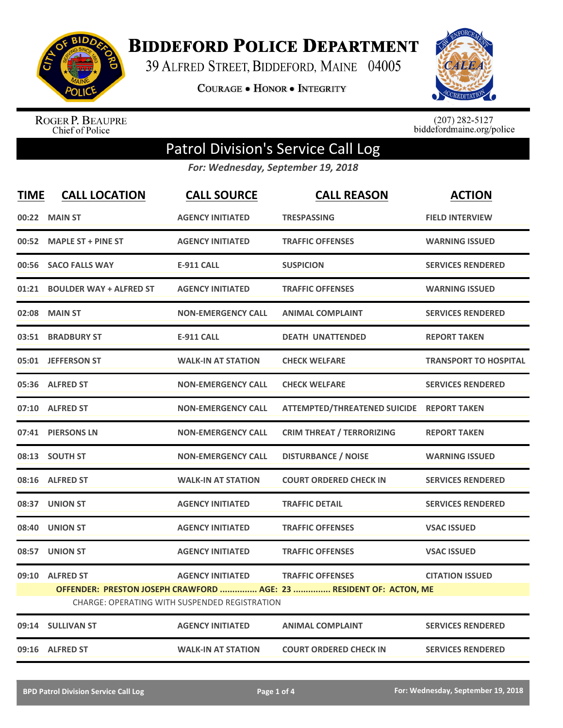# Biddeford Police Department

39 Alfred Street, Biddeford, Maine 04005

**Courage • Honor • Integrity**

Roger P. Beaupre
Chief of Police

(207) 282-5127
biddefordmaine.org/police

## Patrol Division's Service Call Log

*For: Wednesday, September 19, 2018*

| TIME | CALL LOCATION | CALL SOURCE | CALL REASON | ACTION |
|---|---|---|---|---|
| 00:22 | MAIN ST | AGENCY INITIATED | TRESPASSING | FIELD INTERVIEW |
| 00:52 | MAPLE ST + PINE ST | AGENCY INITIATED | TRAFFIC OFFENSES | WARNING ISSUED |
| 00:56 | SACO FALLS WAY | E-911 CALL | SUSPICION | SERVICES RENDERED |
| 01:21 | BOULDER WAY + ALFRED ST | AGENCY INITIATED | TRAFFIC OFFENSES | WARNING ISSUED |
| 02:08 | MAIN ST | NON-EMERGENCY CALL | ANIMAL COMPLAINT | SERVICES RENDERED |
| 03:51 | BRADBURY ST | E-911 CALL | DEATH UNATTENDED | REPORT TAKEN |
| 05:01 | JEFFERSON ST | WALK-IN AT STATION | CHECK WELFARE | TRANSPORT TO HOSPITAL |
| 05:36 | ALFRED ST | NON-EMERGENCY CALL | CHECK WELFARE | SERVICES RENDERED |
| 07:10 | ALFRED ST | NON-EMERGENCY CALL | ATTEMPTED/THREATENED SUICIDE | REPORT TAKEN |
| 07:41 | PIERSONS LN | NON-EMERGENCY CALL | CRIM THREAT / TERRORIZING | REPORT TAKEN |
| 08:13 | SOUTH ST | NON-EMERGENCY CALL | DISTURBANCE / NOISE | WARNING ISSUED |
| 08:16 | ALFRED ST | WALK-IN AT STATION | COURT ORDERED CHECK IN | SERVICES RENDERED |
| 08:37 | UNION ST | AGENCY INITIATED | TRAFFIC DETAIL | SERVICES RENDERED |
| 08:40 | UNION ST | AGENCY INITIATED | TRAFFIC OFFENSES | VSAC ISSUED |
| 08:57 | UNION ST | AGENCY INITIATED | TRAFFIC OFFENSES | VSAC ISSUED |
| 09:10 | ALFRED ST | AGENCY INITIATED | TRAFFIC OFFENSES | CITATION ISSUED |
| | OFFENDER: PRESTON JOSEPH CRAWFORD ............... AGE: 23 ............... RESIDENT OF: ACTON, ME | | | |
| | CHARGE: OPERATING WITH SUSPENDED REGISTRATION | | | |
| 09:14 | SULLIVAN ST | AGENCY INITIATED | ANIMAL COMPLAINT | SERVICES RENDERED |
| 09:16 | ALFRED ST | WALK-IN AT STATION | COURT ORDERED CHECK IN | SERVICES RENDERED |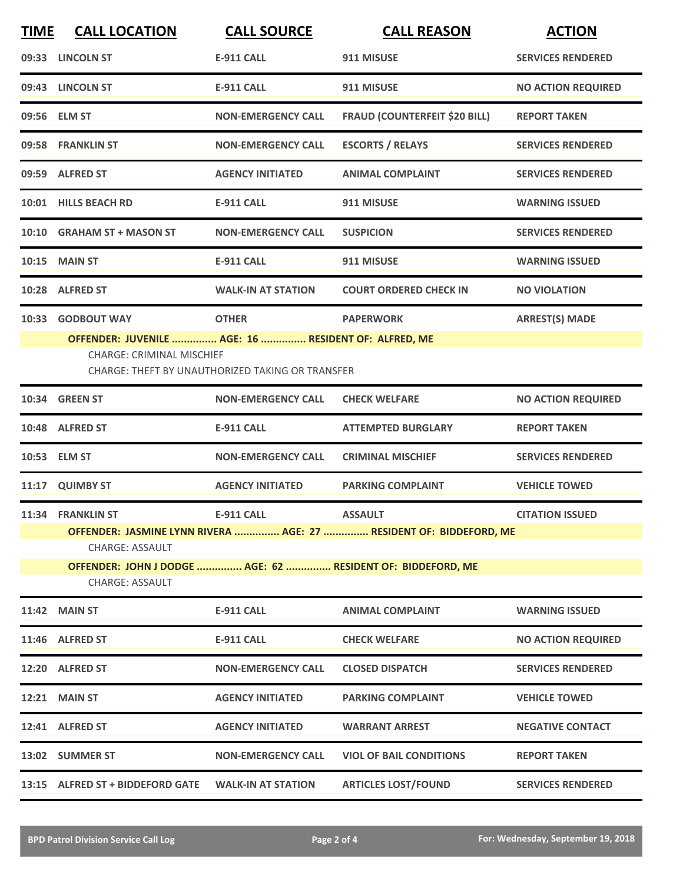| TIME | CALL LOCATION | CALL SOURCE | CALL REASON | ACTION |
|---|---|---|---|---|
| 09:33 | LINCOLN ST | E-911 CALL | 911 MISUSE | SERVICES RENDERED |
| 09:43 | LINCOLN ST | E-911 CALL | 911 MISUSE | NO ACTION REQUIRED |
| 09:56 | ELM ST | NON-EMERGENCY CALL | FRAUD (COUNTERFEIT $20 BILL) | REPORT TAKEN |
| 09:58 | FRANKLIN ST | NON-EMERGENCY CALL | ESCORTS / RELAYS | SERVICES RENDERED |
| 09:59 | ALFRED ST | AGENCY INITIATED | ANIMAL COMPLAINT | SERVICES RENDERED |
| 10:01 | HILLS BEACH RD | E-911 CALL | 911 MISUSE | WARNING ISSUED |
| 10:10 | GRAHAM ST + MASON ST | NON-EMERGENCY CALL | SUSPICION | SERVICES RENDERED |
| 10:15 | MAIN ST | E-911 CALL | 911 MISUSE | WARNING ISSUED |
| 10:28 | ALFRED ST | WALK-IN AT STATION | COURT ORDERED CHECK IN | NO VIOLATION |
| 10:33 | GODBOUT WAY | OTHER | PAPERWORK | ARREST(S) MADE |

**OFFENDER: JUVENILE ............... AGE: 16 ............... RESIDENT OF: ALFRED, ME**

CHARGE: CRIMINAL MISCHIEF

CHARGE: THEFT BY UNAUTHORIZED TAKING OR TRANSFER

| TIME | CALL LOCATION | CALL SOURCE | CALL REASON | ACTION |
|---|---|---|---|---|
| 10:34 | GREEN ST | NON-EMERGENCY CALL | CHECK WELFARE | NO ACTION REQUIRED |
| 10:48 | ALFRED ST | E-911 CALL | ATTEMPTED BURGLARY | REPORT TAKEN |
| 10:53 | ELM ST | NON-EMERGENCY CALL | CRIMINAL MISCHIEF | SERVICES RENDERED |
| 11:17 | QUIMBY ST | AGENCY INITIATED | PARKING COMPLAINT | VEHICLE TOWED |
| 11:34 | FRANKLIN ST | E-911 CALL | ASSAULT | CITATION ISSUED |

**OFFENDER: JASMINE LYNN RIVERA ............... AGE: 27 ............... RESIDENT OF: BIDDEFORD, ME**

CHARGE: ASSAULT

**OFFENDER: JOHN J DODGE ............... AGE: 62 ............... RESIDENT OF: BIDDEFORD, ME**

CHARGE: ASSAULT

| TIME | CALL LOCATION | CALL SOURCE | CALL REASON | ACTION |
|---|---|---|---|---|
| 11:42 | MAIN ST | E-911 CALL | ANIMAL COMPLAINT | WARNING ISSUED |
| 11:46 | ALFRED ST | E-911 CALL | CHECK WELFARE | NO ACTION REQUIRED |
| 12:20 | ALFRED ST | NON-EMERGENCY CALL | CLOSED DISPATCH | SERVICES RENDERED |
| 12:21 | MAIN ST | AGENCY INITIATED | PARKING COMPLAINT | VEHICLE TOWED |
| 12:41 | ALFRED ST | AGENCY INITIATED | WARRANT ARREST | NEGATIVE CONTACT |
| 13:02 | SUMMER ST | NON-EMERGENCY CALL | VIOL OF BAIL CONDITIONS | REPORT TAKEN |
| 13:15 | ALFRED ST + BIDDEFORD GATE | WALK-IN AT STATION | ARTICLES LOST/FOUND | SERVICES RENDERED |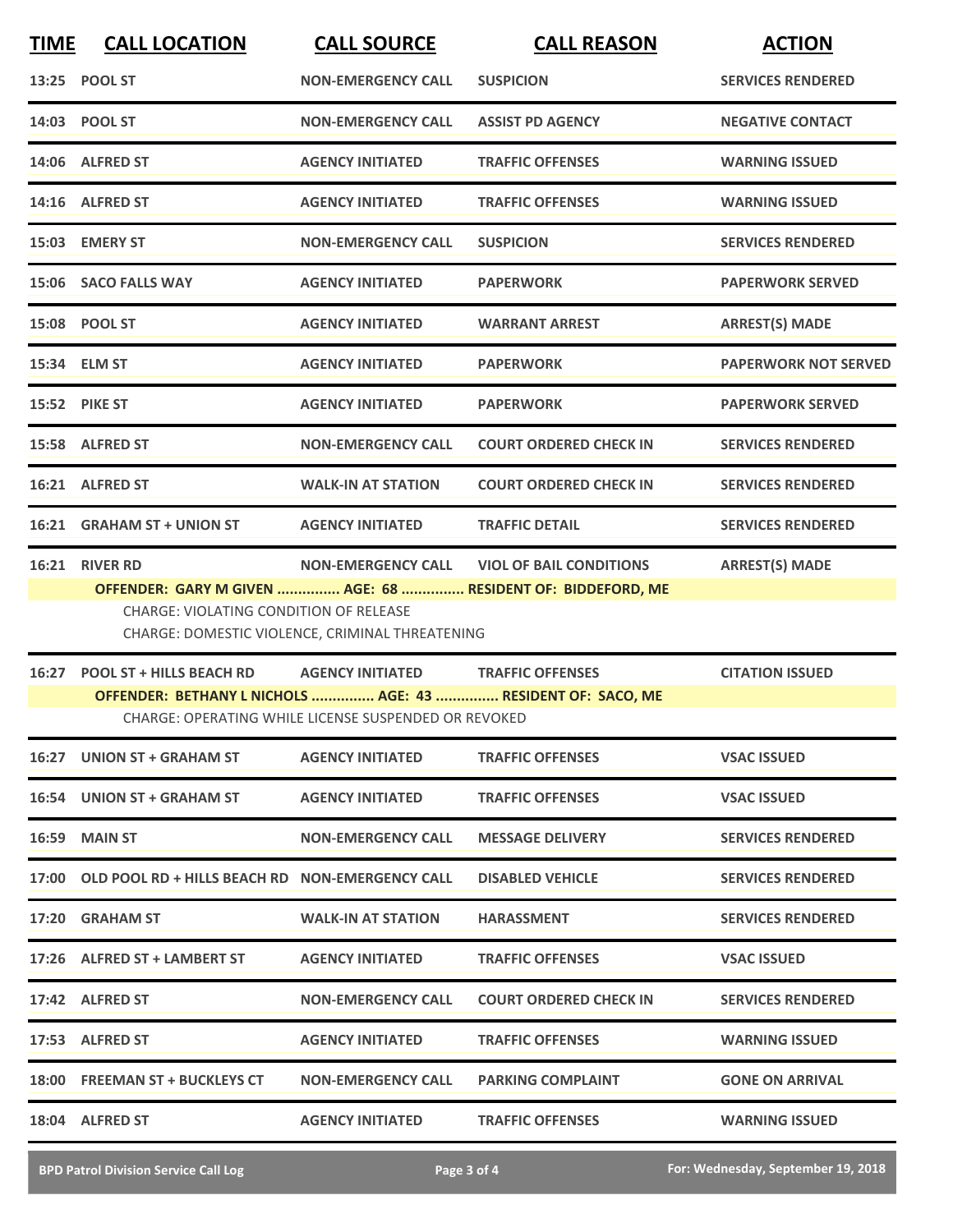| TIME | CALL LOCATION | CALL SOURCE | CALL REASON | ACTION |
|---|---|---|---|---|
| 13:25 | POOL ST | NON-EMERGENCY CALL | SUSPICION | SERVICES RENDERED |
| 14:03 | POOL ST | NON-EMERGENCY CALL | ASSIST PD AGENCY | NEGATIVE CONTACT |
| 14:06 | ALFRED ST | AGENCY INITIATED | TRAFFIC OFFENSES | WARNING ISSUED |
| 14:16 | ALFRED ST | AGENCY INITIATED | TRAFFIC OFFENSES | WARNING ISSUED |
| 15:03 | EMERY ST | NON-EMERGENCY CALL | SUSPICION | SERVICES RENDERED |
| 15:06 | SACO FALLS WAY | AGENCY INITIATED | PAPERWORK | PAPERWORK SERVED |
| 15:08 | POOL ST | AGENCY INITIATED | WARRANT ARREST | ARREST(S) MADE |
| 15:34 | ELM ST | AGENCY INITIATED | PAPERWORK | PAPERWORK NOT SERVED |
| 15:52 | PIKE ST | AGENCY INITIATED | PAPERWORK | PAPERWORK SERVED |
| 15:58 | ALFRED ST | NON-EMERGENCY CALL | COURT ORDERED CHECK IN | SERVICES RENDERED |
| 16:21 | ALFRED ST | WALK-IN AT STATION | COURT ORDERED CHECK IN | SERVICES RENDERED |
| 16:21 | GRAHAM ST + UNION ST | AGENCY INITIATED | TRAFFIC DETAIL | SERVICES RENDERED |
| 16:21 | RIVER RD | NON-EMERGENCY CALL | VIOL OF BAIL CONDITIONS | ARREST(S) MADE |

**OFFENDER: GARY M GIVEN ............... AGE: 68 ............... RESIDENT OF: BIDDEFORD, ME**

CHARGE: VIOLATING CONDITION OF RELEASE
CHARGE: DOMESTIC VIOLENCE, CRIMINAL THREATENING

| TIME | CALL LOCATION | CALL SOURCE | CALL REASON | ACTION |
|---|---|---|---|---|
| 16:27 | POOL ST + HILLS BEACH RD | AGENCY INITIATED | TRAFFIC OFFENSES | CITATION ISSUED |

**OFFENDER: BETHANY L NICHOLS ............... AGE: 43 ............... RESIDENT OF: SACO, ME**

CHARGE: OPERATING WHILE LICENSE SUSPENDED OR REVOKED

| TIME | CALL LOCATION | CALL SOURCE | CALL REASON | ACTION |
|---|---|---|---|---|
| 16:27 | UNION ST + GRAHAM ST | AGENCY INITIATED | TRAFFIC OFFENSES | VSAC ISSUED |
| 16:54 | UNION ST + GRAHAM ST | AGENCY INITIATED | TRAFFIC OFFENSES | VSAC ISSUED |
| 16:59 | MAIN ST | NON-EMERGENCY CALL | MESSAGE DELIVERY | SERVICES RENDERED |
| 17:00 | OLD POOL RD + HILLS BEACH RD | NON-EMERGENCY CALL | DISABLED VEHICLE | SERVICES RENDERED |
| 17:20 | GRAHAM ST | WALK-IN AT STATION | HARASSMENT | SERVICES RENDERED |
| 17:26 | ALFRED ST + LAMBERT ST | AGENCY INITIATED | TRAFFIC OFFENSES | VSAC ISSUED |
| 17:42 | ALFRED ST | NON-EMERGENCY CALL | COURT ORDERED CHECK IN | SERVICES RENDERED |
| 17:53 | ALFRED ST | AGENCY INITIATED | TRAFFIC OFFENSES | WARNING ISSUED |
| 18:00 | FREEMAN ST + BUCKLEYS CT | NON-EMERGENCY CALL | PARKING COMPLAINT | GONE ON ARRIVAL |
| 18:04 | ALFRED ST | AGENCY INITIATED | TRAFFIC OFFENSES | WARNING ISSUED |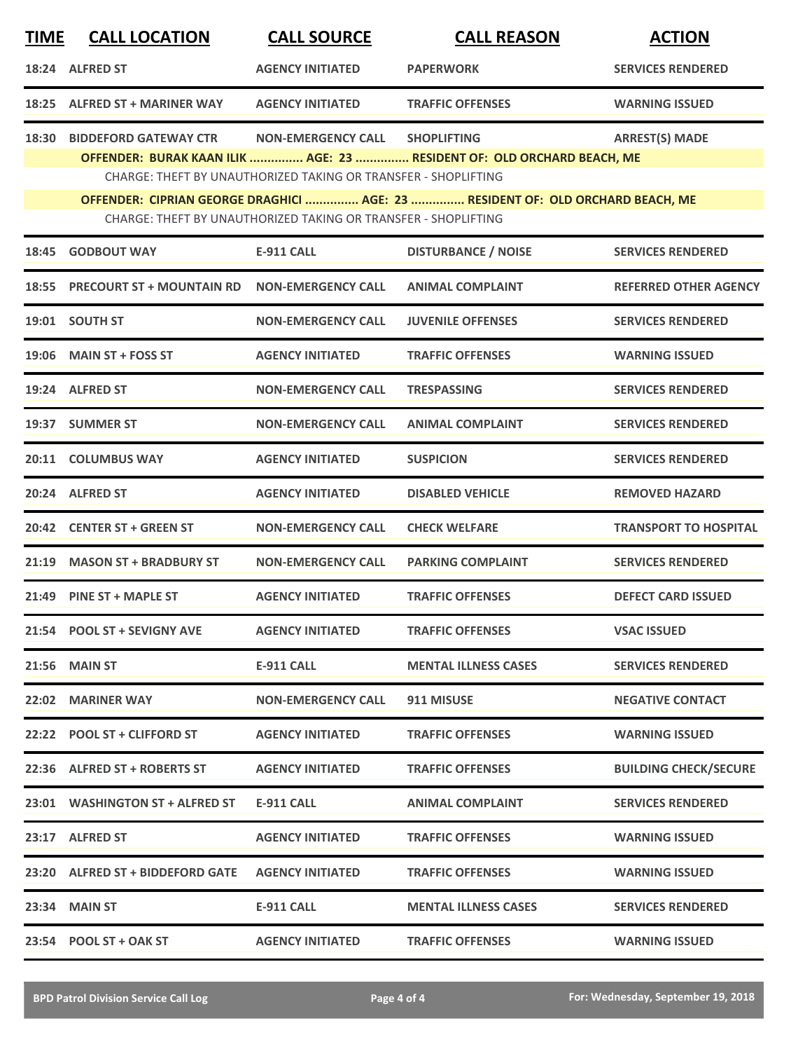| TIME | CALL LOCATION | CALL SOURCE | CALL REASON | ACTION |
|---|---|---|---|---|
| 18:24 | ALFRED ST | AGENCY INITIATED | PAPERWORK | SERVICES RENDERED |
| 18:25 | ALFRED ST + MARINER WAY | AGENCY INITIATED | TRAFFIC OFFENSES | WARNING ISSUED |
| 18:30 | BIDDEFORD GATEWAY CTR | NON-EMERGENCY CALL | SHOPLIFTING | ARREST(S) MADE |
| | OFFENDER: BURAK KAAN ILIK ............... AGE: 23 ............... RESIDENT OF: OLD ORCHARD BEACH, ME | | | |
| | CHARGE: THEFT BY UNAUTHORIZED TAKING OR TRANSFER - SHOPLIFTING | | | |
| | OFFENDER: CIPRIAN GEORGE DRAGHICI ............... AGE: 23 ............... RESIDENT OF: OLD ORCHARD BEACH, ME | | | |
| | CHARGE: THEFT BY UNAUTHORIZED TAKING OR TRANSFER - SHOPLIFTING | | | |
| 18:45 | GODBOUT WAY | E-911 CALL | DISTURBANCE / NOISE | SERVICES RENDERED |
| 18:55 | PRECOURT ST + MOUNTAIN RD | NON-EMERGENCY CALL | ANIMAL COMPLAINT | REFERRED OTHER AGENCY |
| 19:01 | SOUTH ST | NON-EMERGENCY CALL | JUVENILE OFFENSES | SERVICES RENDERED |
| 19:06 | MAIN ST + FOSS ST | AGENCY INITIATED | TRAFFIC OFFENSES | WARNING ISSUED |
| 19:24 | ALFRED ST | NON-EMERGENCY CALL | TRESPASSING | SERVICES RENDERED |
| 19:37 | SUMMER ST | NON-EMERGENCY CALL | ANIMAL COMPLAINT | SERVICES RENDERED |
| 20:11 | COLUMBUS WAY | AGENCY INITIATED | SUSPICION | SERVICES RENDERED |
| 20:24 | ALFRED ST | AGENCY INITIATED | DISABLED VEHICLE | REMOVED HAZARD |
| 20:42 | CENTER ST + GREEN ST | NON-EMERGENCY CALL | CHECK WELFARE | TRANSPORT TO HOSPITAL |
| 21:19 | MASON ST + BRADBURY ST | NON-EMERGENCY CALL | PARKING COMPLAINT | SERVICES RENDERED |
| 21:49 | PINE ST + MAPLE ST | AGENCY INITIATED | TRAFFIC OFFENSES | DEFECT CARD ISSUED |
| 21:54 | POOL ST + SEVIGNY AVE | AGENCY INITIATED | TRAFFIC OFFENSES | VSAC ISSUED |
| 21:56 | MAIN ST | E-911 CALL | MENTAL ILLNESS CASES | SERVICES RENDERED |
| 22:02 | MARINER WAY | NON-EMERGENCY CALL | 911 MISUSE | NEGATIVE CONTACT |
| 22:22 | POOL ST + CLIFFORD ST | AGENCY INITIATED | TRAFFIC OFFENSES | WARNING ISSUED |
| 22:36 | ALFRED ST + ROBERTS ST | AGENCY INITIATED | TRAFFIC OFFENSES | BUILDING CHECK/SECURE |
| 23:01 | WASHINGTON ST + ALFRED ST | E-911 CALL | ANIMAL COMPLAINT | SERVICES RENDERED |
| 23:17 | ALFRED ST | AGENCY INITIATED | TRAFFIC OFFENSES | WARNING ISSUED |
| 23:20 | ALFRED ST + BIDDEFORD GATE | AGENCY INITIATED | TRAFFIC OFFENSES | WARNING ISSUED |
| 23:34 | MAIN ST | E-911 CALL | MENTAL ILLNESS CASES | SERVICES RENDERED |
| 23:54 | POOL ST + OAK ST | AGENCY INITIATED | TRAFFIC OFFENSES | WARNING ISSUED |